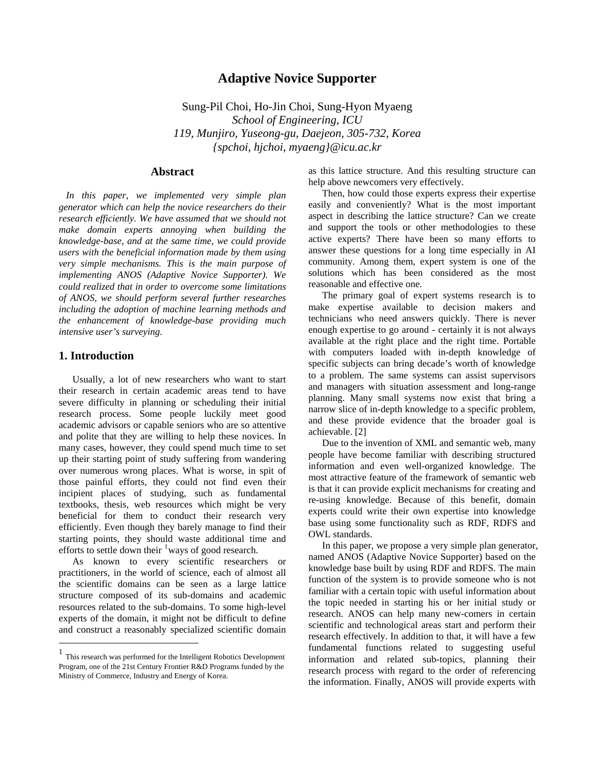# Adaptive Novice Supporter

Sung-Pil Choi, Ho-Jin Choi, Sung-Hyon Myaeng
*School of Engineering, ICU*
*119, Munjiro, Yuseong-gu, Daejeon, 305-732, Korea*
*{spchoi, hjchoi, myaeng}@icu.ac.kr*

## Abstract

*In this paper, we implemented very simple plan generator which can help the novice researchers do their research efficiently. We have assumed that we should not make domain experts annoying when building the knowledge-base, and at the same time, we could provide users with the beneficial information made by them using very simple mechanisms. This is the main purpose of implementing ANOS (Adaptive Novice Supporter). We could realized that in order to overcome some limitations of ANOS, we should perform several further researches including the adoption of machine learning methods and the enhancement of knowledge-base providing much intensive user's surveying.*

## 1. Introduction

Usually, a lot of new researchers who want to start their research in certain academic areas tend to have severe difficulty in planning or scheduling their initial research process. Some people luckily meet good academic advisors or capable seniors who are so attentive and polite that they are willing to help these novices. In many cases, however, they could spend much time to set up their starting point of study suffering from wandering over numerous wrong places. What is worse, in spit of those painful efforts, they could not find even their incipient places of studying, such as fundamental textbooks, thesis, web resources which might be very beneficial for them to conduct their research very efficiently. Even though they barely manage to find their starting points, they should waste additional time and efforts to settle down their [1]ways of good research.

As known to every scientific researchers or practitioners, in the world of science, each of almost all the scientific domains can be seen as a large lattice structure composed of its sub-domains and academic resources related to the sub-domains. To some high-level experts of the domain, it might not be difficult to define and construct a reasonably specialized scientific domain as this lattice structure. And this resulting structure can help above newcomers very effectively.

Then, how could those experts express their expertise easily and conveniently? What is the most important aspect in describing the lattice structure? Can we create and support the tools or other methodologies to these active experts? There have been so many efforts to answer these questions for a long time especially in AI community. Among them, expert system is one of the solutions which has been considered as the most reasonable and effective one.

The primary goal of expert systems research is to make expertise available to decision makers and technicians who need answers quickly. There is never enough expertise to go around - certainly it is not always available at the right place and the right time. Portable with computers loaded with in-depth knowledge of specific subjects can bring decade's worth of knowledge to a problem. The same systems can assist supervisors and managers with situation assessment and long-range planning. Many small systems now exist that bring a narrow slice of in-depth knowledge to a specific problem, and these provide evidence that the broader goal is achievable. [2]

Due to the invention of XML and semantic web, many people have become familiar with describing structured information and even well-organized knowledge. The most attractive feature of the framework of semantic web is that it can provide explicit mechanisms for creating and re-using knowledge. Because of this benefit, domain experts could write their own expertise into knowledge base using some functionality such as RDF, RDFS and OWL standards.

In this paper, we propose a very simple plan generator, named ANOS (Adaptive Novice Supporter) based on the knowledge base built by using RDF and RDFS. The main function of the system is to provide someone who is not familiar with a certain topic with useful information about the topic needed in starting his or her initial study or research. ANOS can help many new-comers in certain scientific and technological areas start and perform their research effectively. In addition to that, it will have a few fundamental functions related to suggesting useful information and related sub-topics, planning their research process with regard to the order of referencing the information. Finally, ANOS will provide experts with

---

[1] This research was performed for the Intelligent Robotics Development Program, one of the 21st Century Frontier R&D Programs funded by the Ministry of Commerce, Industry and Energy of Korea.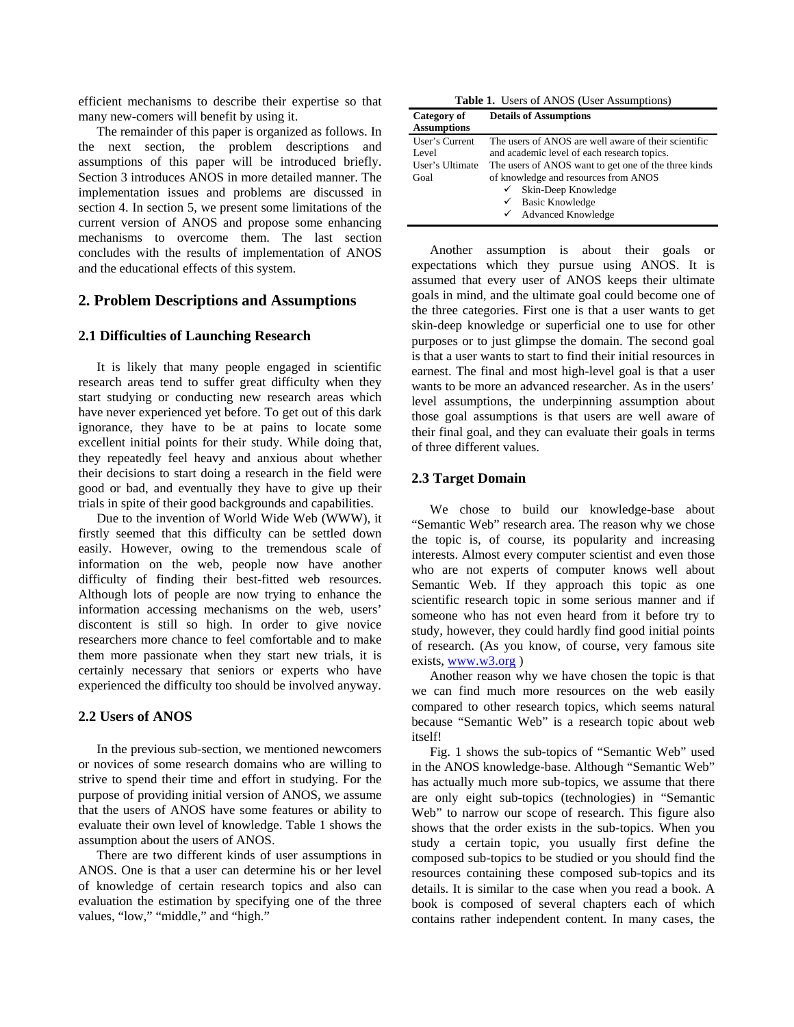efficient mechanisms to describe their expertise so that many new-comers will benefit by using it.

The remainder of this paper is organized as follows. In the next section, the problem descriptions and assumptions of this paper will be introduced briefly. Section 3 introduces ANOS in more detailed manner. The implementation issues and problems are discussed in section 4. In section 5, we present some limitations of the current version of ANOS and propose some enhancing mechanisms to overcome them. The last section concludes with the results of implementation of ANOS and the educational effects of this system.

## 2. Problem Descriptions and Assumptions

### 2.1 Difficulties of Launching Research

It is likely that many people engaged in scientific research areas tend to suffer great difficulty when they start studying or conducting new research areas which have never experienced yet before. To get out of this dark ignorance, they have to be at pains to locate some excellent initial points for their study. While doing that, they repeatedly feel heavy and anxious about whether their decisions to start doing a research in the field were good or bad, and eventually they have to give up their trials in spite of their good backgrounds and capabilities.

Due to the invention of World Wide Web (WWW), it firstly seemed that this difficulty can be settled down easily. However, owing to the tremendous scale of information on the web, people now have another difficulty of finding their best-fitted web resources. Although lots of people are now trying to enhance the information accessing mechanisms on the web, users' discontent is still so high. In order to give novice researchers more chance to feel comfortable and to make them more passionate when they start new trials, it is certainly necessary that seniors or experts who have experienced the difficulty too should be involved anyway.

### 2.2 Users of ANOS

In the previous sub-section, we mentioned newcomers or novices of some research domains who are willing to strive to spend their time and effort in studying. For the purpose of providing initial version of ANOS, we assume that the users of ANOS have some features or ability to evaluate their own level of knowledge. Table 1 shows the assumption about the users of ANOS.

There are two different kinds of user assumptions in ANOS. One is that a user can determine his or her level of knowledge of certain research topics and also can evaluation the estimation by specifying one of the three values, "low," "middle," and "high."

**Table 1.** Users of ANOS (User Assumptions)

| Category of Assumptions | Details of Assumptions |
|---|---|
| User's Current Level | The users of ANOS are well aware of their scientific and academic level of each research topics. |
| User's Ultimate Goal | The users of ANOS want to get one of the three kinds of knowledge and resources from ANOS<br>✓ Skin-Deep Knowledge<br>✓ Basic Knowledge<br>✓ Advanced Knowledge |

Another assumption is about their goals or expectations which they pursue using ANOS. It is assumed that every user of ANOS keeps their ultimate goals in mind, and the ultimate goal could become one of the three categories. First one is that a user wants to get skin-deep knowledge or superficial one to use for other purposes or to just glimpse the domain. The second goal is that a user wants to start to find their initial resources in earnest. The final and most high-level goal is that a user wants to be more an advanced researcher. As in the users' level assumptions, the underpinning assumption about those goal assumptions is that users are well aware of their final goal, and they can evaluate their goals in terms of three different values.

### 2.3 Target Domain

We chose to build our knowledge-base about "Semantic Web" research area. The reason why we chose the topic is, of course, its popularity and increasing interests. Almost every computer scientist and even those who are not experts of computer knows well about Semantic Web. If they approach this topic as one scientific research topic in some serious manner and if someone who has not even heard from it before try to study, however, they could hardly find good initial points of research. (As you know, of course, very famous site exists, www.w3.org )

Another reason why we have chosen the topic is that we can find much more resources on the web easily compared to other research topics, which seems natural because "Semantic Web" is a research topic about web itself!

Fig. 1 shows the sub-topics of "Semantic Web" used in the ANOS knowledge-base. Although "Semantic Web" has actually much more sub-topics, we assume that there are only eight sub-topics (technologies) in "Semantic Web" to narrow our scope of research. This figure also shows that the order exists in the sub-topics. When you study a certain topic, you usually first define the composed sub-topics to be studied or you should find the resources containing these composed sub-topics and its details. It is similar to the case when you read a book. A book is composed of several chapters each of which contains rather independent content. In many cases, the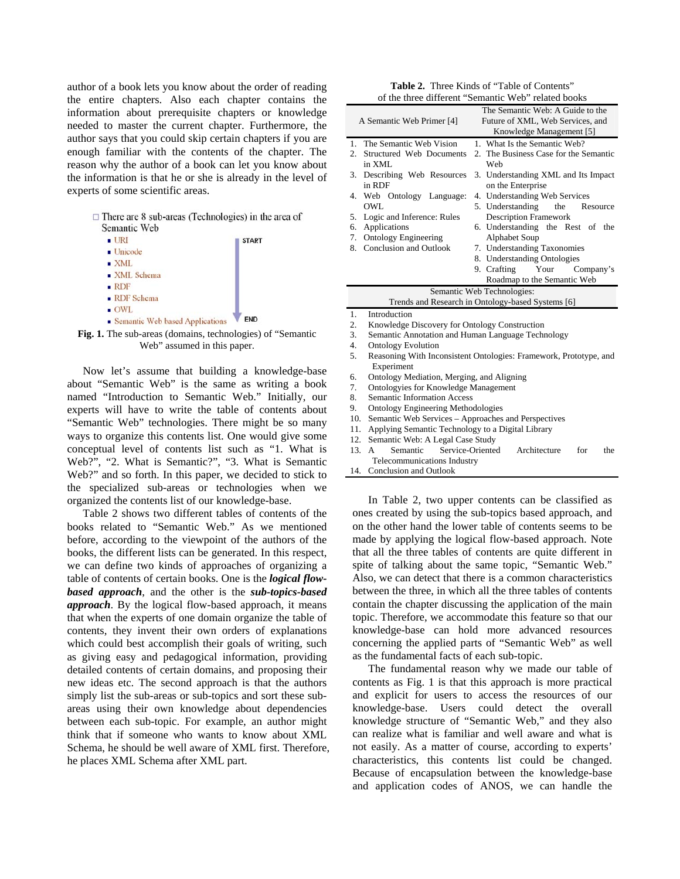author of a book lets you know about the order of reading the entire chapters. Also each chapter contains the information about prerequisite chapters or knowledge needed to master the current chapter. Furthermore, the author says that you could skip certain chapters if you are enough familiar with the contents of the chapter. The reason why the author of a book can let you know about the information is that he or she is already in the level of experts of some scientific areas.

□ There are 8 sub-areas (Technologies) in the area of Semantic Web

- URI
- Unicode
- XML
- XML Schema
- RDF
- RDF Schema
- OWL
- Semantic Web based Applications

START → END

**Fig. 1.** The sub-areas (domains, technologies) of "Semantic Web" assumed in this paper.

Now let's assume that building a knowledge-base about "Semantic Web" is the same as writing a book named "Introduction to Semantic Web." Initially, our experts will have to write the table of contents about "Semantic Web" technologies. There might be so many ways to organize this contents list. One would give some conceptual level of contents list such as "1. What is Web?", "2. What is Semantic?", "3. What is Semantic Web?" and so forth. In this paper, we decided to stick to the specialized sub-areas or technologies when we organized the contents list of our knowledge-base.

Table 2 shows two different tables of contents of the books related to "Semantic Web." As we mentioned before, according to the viewpoint of the authors of the books, the different lists can be generated. In this respect, we can define two kinds of approaches of organizing a table of contents of certain books. One is the ***logical flow-based approach***, and the other is the ***sub-topics-based approach***. By the logical flow-based approach, it means that when the experts of one domain organize the table of contents, they invent their own orders of explanations which could best accomplish their goals of writing, such as giving easy and pedagogical information, providing detailed contents of certain domains, and proposing their new ideas etc. The second approach is that the authors simply list the sub-areas or sub-topics and sort these sub-areas using their own knowledge about dependencies between each sub-topic. For example, an author might think that if someone who wants to know about XML Schema, he should be well aware of XML first. Therefore, he places XML Schema after XML part.

**Table 2.** Three Kinds of "Table of Contents" of the three different "Semantic Web" related books

| A Semantic Web Primer [4] | The Semantic Web: A Guide to the Future of XML, Web Services, and Knowledge Management [5] |
|---|---|
| 1. The Semantic Web Vision | 1. What Is the Semantic Web? |
| 2. Structured Web Documents in XML | 2. The Business Case for the Semantic Web |
| 3. Describing Web Resources in RDF | 3. Understanding XML and Its Impact on the Enterprise |
| 4. Web Ontology Language: OWL | 4. Understanding Web Services |
| 5. Logic and Inference: Rules | 5. Understanding the Resource Description Framework |
| 6. Applications | 6. Understanding the Rest of the Alphabet Soup |
| 7. Ontology Engineering | 7. Understanding Taxonomies |
| 8. Conclusion and Outlook | 8. Understanding Ontologies |
| | 9. Crafting Your Company's Roadmap to the Semantic Web |

| Semantic Web Technologies: Trends and Research in Ontology-based Systems [6] |
|---|
| 1. Introduction |
| 2. Knowledge Discovery for Ontology Construction |
| 3. Semantic Annotation and Human Language Technology |
| 4. Ontology Evolution |
| 5. Reasoning With Inconsistent Ontologies: Framework, Prototype, and Experiment |
| 6. Ontology Mediation, Merging, and Aligning |
| 7. Ontologyies for Knowledge Management |
| 8. Semantic Information Access |
| 9. Ontology Engineering Methodologies |
| 10. Semantic Web Services – Approaches and Perspectives |
| 11. Applying Semantic Technology to a Digital Library |
| 12. Semantic Web: A Legal Case Study |
| 13. A Semantic Service-Oriented Architecture for the Telecommunications Industry |
| 14. Conclusion and Outlook |

In Table 2, two upper contents can be classified as ones created by using the sub-topics based approach, and on the other hand the lower table of contents seems to be made by applying the logical flow-based approach. Note that all the three tables of contents are quite different in spite of talking about the same topic, "Semantic Web." Also, we can detect that there is a common characteristics between the three, in which all the three tables of contents contain the chapter discussing the application of the main topic. Therefore, we accommodate this feature so that our knowledge-base can hold more advanced resources concerning the applied parts of "Semantic Web" as well as the fundamental facts of each sub-topic.

The fundamental reason why we made our table of contents as Fig. 1 is that this approach is more practical and explicit for users to access the resources of our knowledge-base. Users could detect the overall knowledge structure of "Semantic Web," and they also can realize what is familiar and well aware and what is not easily. As a matter of course, according to experts' characteristics, this contents list could be changed. Because of encapsulation between the knowledge-base and application codes of ANOS, we can handle the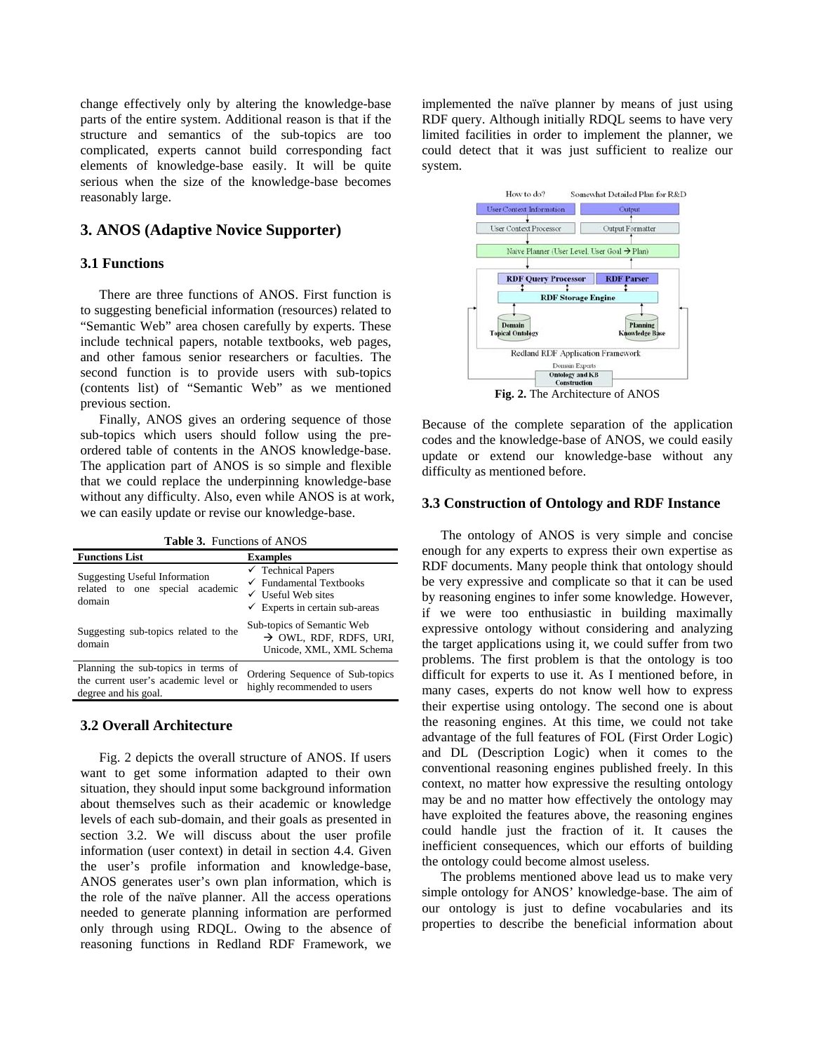change effectively only by altering the knowledge-base parts of the entire system. Additional reason is that if the structure and semantics of the sub-topics are too complicated, experts cannot build corresponding fact elements of knowledge-base easily. It will be quite serious when the size of the knowledge-base becomes reasonably large.

## 3. ANOS (Adaptive Novice Supporter)

### 3.1 Functions

There are three functions of ANOS. First function is to suggesting beneficial information (resources) related to "Semantic Web" area chosen carefully by experts. These include technical papers, notable textbooks, web pages, and other famous senior researchers or faculties. The second function is to provide users with sub-topics (contents list) of "Semantic Web" as we mentioned previous section.

Finally, ANOS gives an ordering sequence of those sub-topics which users should follow using the pre-ordered table of contents in the ANOS knowledge-base. The application part of ANOS is so simple and flexible that we could replace the underpinning knowledge-base without any difficulty. Also, even while ANOS is at work, we can easily update or revise our knowledge-base.

**Table 3.** Functions of ANOS

| Functions List | Examples |
|---|---|
| Suggesting Useful Information related to one special academic domain | ✓ Technical Papers<br>✓ Fundamental Textbooks<br>✓ Useful Web sites<br>✓ Experts in certain sub-areas |
| Suggesting sub-topics related to the domain | Sub-topics of Semantic Web<br>→ OWL, RDF, RDFS, URI, Unicode, XML, XML Schema |
| Planning the sub-topics in terms of the current user's academic level or degree and his goal. | Ordering Sequence of Sub-topics highly recommended to users |

### 3.2 Overall Architecture

Fig. 2 depicts the overall structure of ANOS. If users want to get some information adapted to their own situation, they should input some background information about themselves such as their academic or knowledge levels of each sub-domain, and their goals as presented in section 3.2. We will discuss about the user profile information (user context) in detail in section 4.4. Given the user's profile information and knowledge-base, ANOS generates user's own plan information, which is the role of the naïve planner. All the access operations needed to generate planning information are performed only through using RDQL. Owing to the absence of reasoning functions in Redland RDF Framework, we implemented the naïve planner by means of just using RDF query. Although initially RDQL seems to have very limited facilities in order to implement the planner, we could detect that it was just sufficient to realize our system.

**Fig. 2.** The Architecture of ANOS

Because of the complete separation of the application codes and the knowledge-base of ANOS, we could easily update or extend our knowledge-base without any difficulty as mentioned before.

### 3.3 Construction of Ontology and RDF Instance

The ontology of ANOS is very simple and concise enough for any experts to express their own expertise as RDF documents. Many people think that ontology should be very expressive and complicate so that it can be used by reasoning engines to infer some knowledge. However, if we were too enthusiastic in building maximally expressive ontology without considering and analyzing the target applications using it, we could suffer from two problems. The first problem is that the ontology is too difficult for experts to use it. As I mentioned before, in many cases, experts do not know well how to express their expertise using ontology. The second one is about the reasoning engines. At this time, we could not take advantage of the full features of FOL (First Order Logic) and DL (Description Logic) when it comes to the conventional reasoning engines published freely. In this context, no matter how expressive the resulting ontology may be and no matter how effectively the ontology may have exploited the features above, the reasoning engines could handle just the fraction of it. It causes the inefficient consequences, which our efforts of building the ontology could become almost useless.

The problems mentioned above lead us to make very simple ontology for ANOS' knowledge-base. The aim of our ontology is just to define vocabularies and its properties to describe the beneficial information about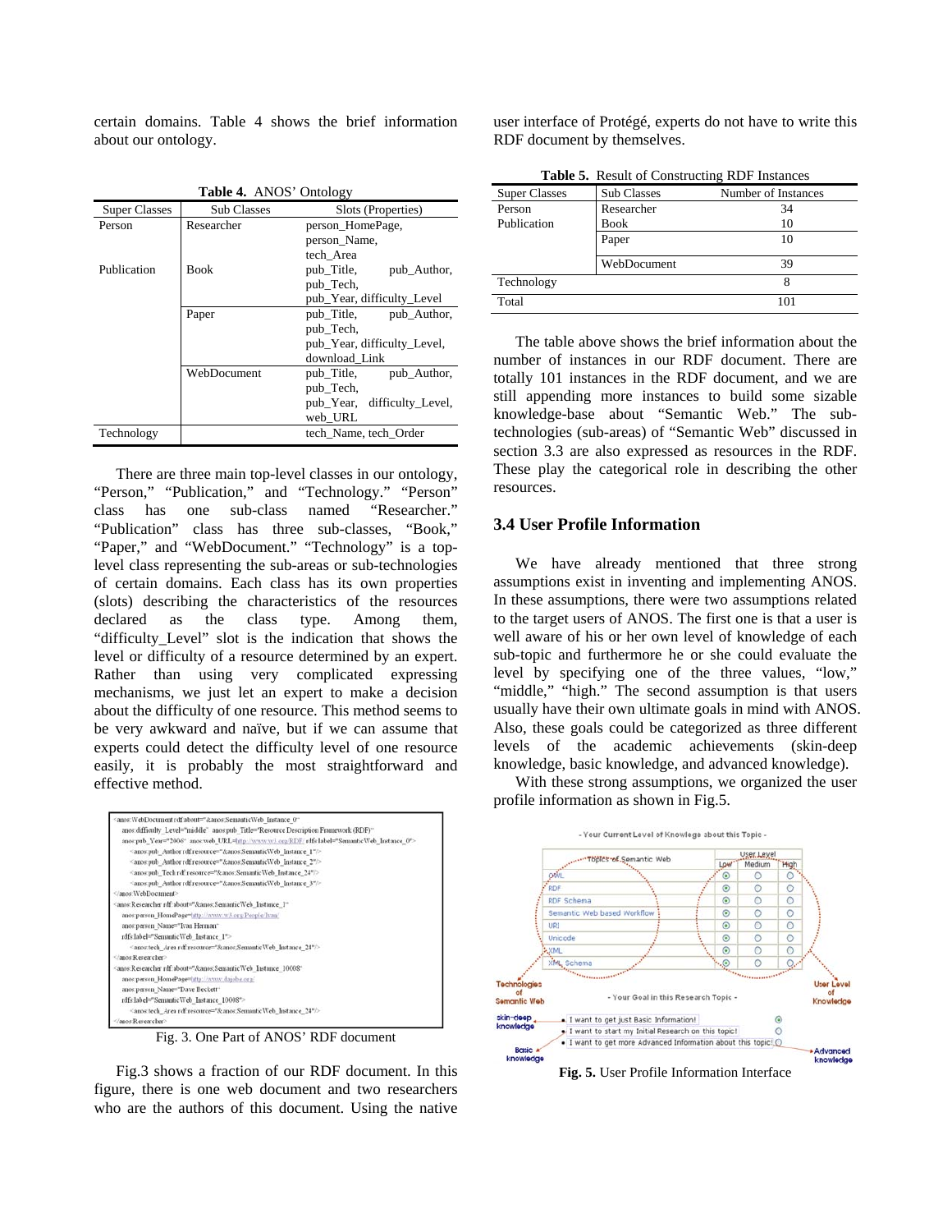certain domains. Table 4 shows the brief information about our ontology.

**Table 4.** ANOS' Ontology

| Super Classes | Sub Classes | Slots (Properties) |
|---|---|---|
| Person | Researcher | person_HomePage, person_Name, tech_Area |
| Publication | Book | pub_Title, pub_Author, pub_Tech, pub_Year, difficulty_Level |
| | Paper | pub_Title, pub_Author, pub_Tech, pub_Year, difficulty_Level, download_Link |
| | WebDocument | pub_Title, pub_Author, pub_Tech, pub_Year, difficulty_Level, web_URL |
| Technology | | tech_Name, tech_Order |

There are three main top-level classes in our ontology, "Person," "Publication," and "Technology." "Person" class has one sub-class named "Researcher." "Publication" class has three sub-classes, "Book," "Paper," and "WebDocument." "Technology" is a top-level class representing the sub-areas or sub-technologies of certain domains. Each class has its own properties (slots) describing the characteristics of the resources declared as the class type. Among them, "difficulty_Level" slot is the indication that shows the level or difficulty of a resource determined by an expert. Rather than using very complicated expressing mechanisms, we just let an expert to make a decision about the difficulty of one resource. This method seems to be very awkward and naïve, but if we can assume that experts could detect the difficulty level of one resource easily, it is probably the most straightforward and effective method.

```
<anos:WebDocument rdf:about="&anos;SemanticWeb_Instance_0"
   anos:difficulty_Level="middle" anos:pub_Title="Resource Description Framework (RDF)"
   anos:pub_Year="2006" anos:web_URL=http://www.w3.org/RDF/ rdfs:label="SemanticWeb_Instance_0">
      <anos:pub_Author rdf:resource="&anos;SemanticWeb_Instance_1"/>
      <anos:pub_Author rdf:resource="&anos;SemanticWeb_Instance_2"/>
      <anos:pub_Tech rdf:resource="&anos;SemanticWeb_Instance_24"/>
      <anos:pub_Author rdf:resource="&anos;SemanticWeb_Instance_3"/>
</anos:WebDocument>
<anos:Researcher rdf:about="&anos;SemanticWeb_Instance_1"
   anos:person_HomePage=http://www.w3.org/People/Ivan/
   anos:person_Name="Ivan Herman"
   rdfs:label="SemanticWeb_Instance_1">
      <anos:tech_Area rdf:resource="&anos;SemanticWeb_Instance_24"/>
</anos:Researcher>
<anos:Researcher rdf:about="&anos;SemanticWeb_Instance_10008"
   anos:person_HomePage=http://www.dajobe.org/
   anos:person_Name="Dave Beckett"
   rdfs:label="SemanticWeb_Instance_10008">
      <anos:tech_Area rdf:resource="&anos;SemanticWeb_Instance_24"/>
</anos:Researcher>
```

Fig. 3. One Part of ANOS' RDF document

Fig.3 shows a fraction of our RDF document. In this figure, there is one web document and two researchers who are the authors of this document. Using the native user interface of Protégé, experts do not have to write this RDF document by themselves.

**Table 5.** Result of Constructing RDF Instances

| Super Classes | Sub Classes | Number of Instances |
|---|---|---|
| Person | Researcher | 34 |
| Publication | Book | 10 |
| | Paper | 10 |
| | WebDocument | 39 |
| Technology | | 8 |
| Total | | 101 |

The table above shows the brief information about the number of instances in our RDF document. There are totally 101 instances in the RDF document, and we are still appending more instances to build some sizable knowledge-base about "Semantic Web." The sub-technologies (sub-areas) of "Semantic Web" discussed in section 3.3 are also expressed as resources in the RDF. These play the categorical role in describing the other resources.

### 3.4 User Profile Information

We have already mentioned that three strong assumptions exist in inventing and implementing ANOS. In these assumptions, there were two assumptions related to the target users of ANOS. The first one is that a user is well aware of his or her own level of knowledge of each sub-topic and furthermore he or she could evaluate the level by specifying one of the three values, "low," "middle," "high." The second assumption is that users usually have their own ultimate goals in mind with ANOS. Also, these goals could be categorized as three different levels of the academic achievements (skin-deep knowledge, basic knowledge, and advanced knowledge).

With these strong assumptions, we organized the user profile information as shown in Fig.5.

**Fig. 5.** User Profile Information Interface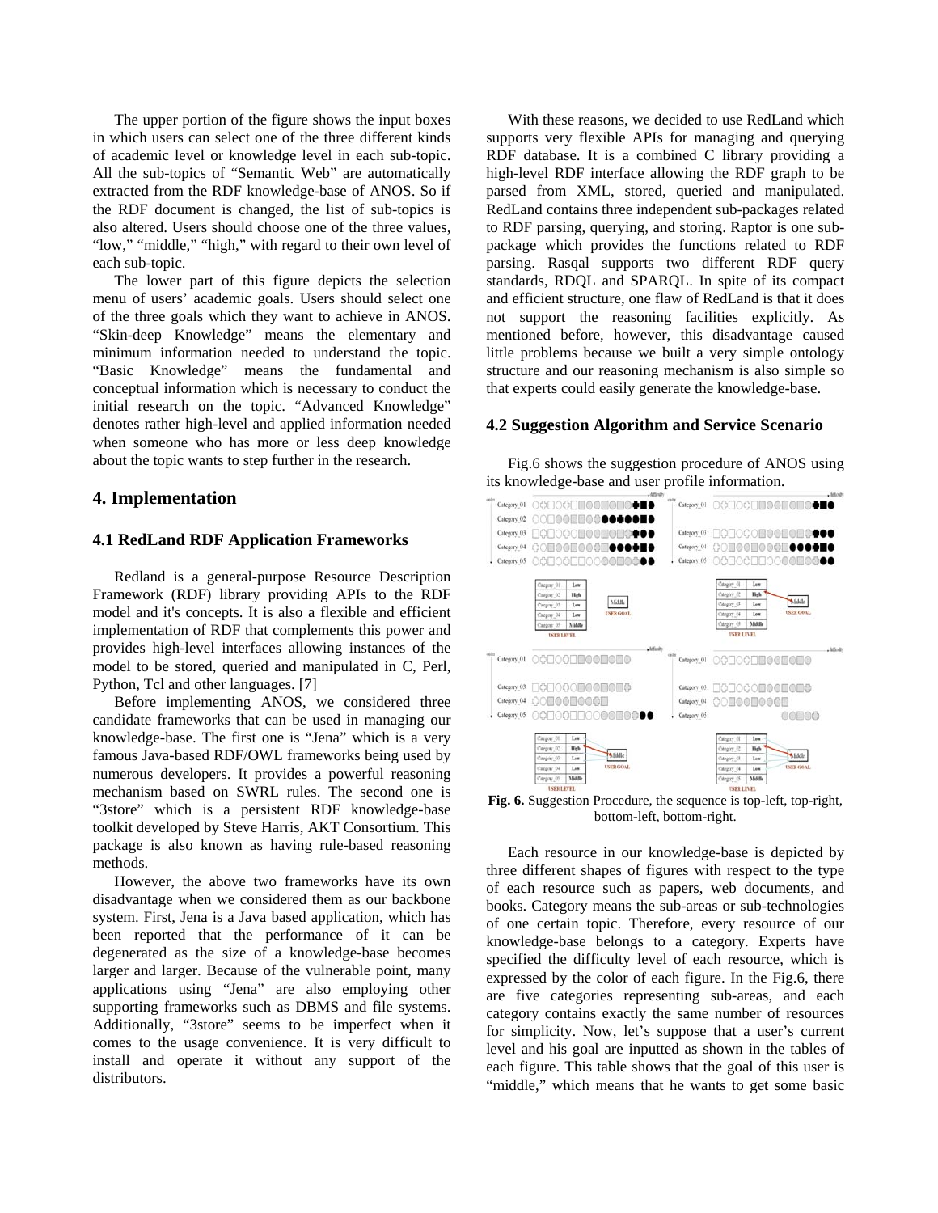The upper portion of the figure shows the input boxes in which users can select one of the three different kinds of academic level or knowledge level in each sub-topic. All the sub-topics of "Semantic Web" are automatically extracted from the RDF knowledge-base of ANOS. So if the RDF document is changed, the list of sub-topics is also altered. Users should choose one of the three values, "low," "middle," "high," with regard to their own level of each sub-topic.

The lower part of this figure depicts the selection menu of users' academic goals. Users should select one of the three goals which they want to achieve in ANOS. "Skin-deep Knowledge" means the elementary and minimum information needed to understand the topic. "Basic Knowledge" means the fundamental and conceptual information which is necessary to conduct the initial research on the topic. "Advanced Knowledge" denotes rather high-level and applied information needed when someone who has more or less deep knowledge about the topic wants to step further in the research.

# 4. Implementation

## 4.1 RedLand RDF Application Frameworks

Redland is a general-purpose Resource Description Framework (RDF) library providing APIs to the RDF model and it's concepts. It is also a flexible and efficient implementation of RDF that complements this power and provides high-level interfaces allowing instances of the model to be stored, queried and manipulated in C, Perl, Python, Tcl and other languages. [7]

Before implementing ANOS, we considered three candidate frameworks that can be used in managing our knowledge-base. The first one is "Jena" which is a very famous Java-based RDF/OWL frameworks being used by numerous developers. It provides a powerful reasoning mechanism based on SWRL rules. The second one is "3store" which is a persistent RDF knowledge-base toolkit developed by Steve Harris, AKT Consortium. This package is also known as having rule-based reasoning methods.

However, the above two frameworks have its own disadvantage when we considered them as our backbone system. First, Jena is a Java based application, which has been reported that the performance of it can be degenerated as the size of a knowledge-base becomes larger and larger. Because of the vulnerable point, many applications using "Jena" are also employing other supporting frameworks such as DBMS and file systems. Additionally, "3store" seems to be imperfect when it comes to the usage convenience. It is very difficult to install and operate it without any support of the distributors.

With these reasons, we decided to use RedLand which supports very flexible APIs for managing and querying RDF database. It is a combined C library providing a high-level RDF interface allowing the RDF graph to be parsed from XML, stored, queried and manipulated. RedLand contains three independent sub-packages related to RDF parsing, querying, and storing. Raptor is one sub-package which provides the functions related to RDF parsing. Rasqal supports two different RDF query standards, RDQL and SPARQL. In spite of its compact and efficient structure, one flaw of RedLand is that it does not support the reasoning facilities explicitly. As mentioned before, however, this disadvantage caused little problems because we built a very simple ontology structure and our reasoning mechanism is also simple so that experts could easily generate the knowledge-base.

## 4.2 Suggestion Algorithm and Service Scenario

Fig.6 shows the suggestion procedure of ANOS using its knowledge-base and user profile information.

**Fig. 6.** Suggestion Procedure, the sequence is top-left, top-right, bottom-left, bottom-right.

Each resource in our knowledge-base is depicted by three different shapes of figures with respect to the type of each resource such as papers, web documents, and books. Category means the sub-areas or sub-technologies of one certain topic. Therefore, every resource of our knowledge-base belongs to a category. Experts have specified the difficulty level of each resource, which is expressed by the color of each figure. In the Fig.6, there are five categories representing sub-areas, and each category contains exactly the same number of resources for simplicity. Now, let's suppose that a user's current level and his goal are inputted as shown in the tables of each figure. This table shows that the goal of this user is "middle," which means that he wants to get some basic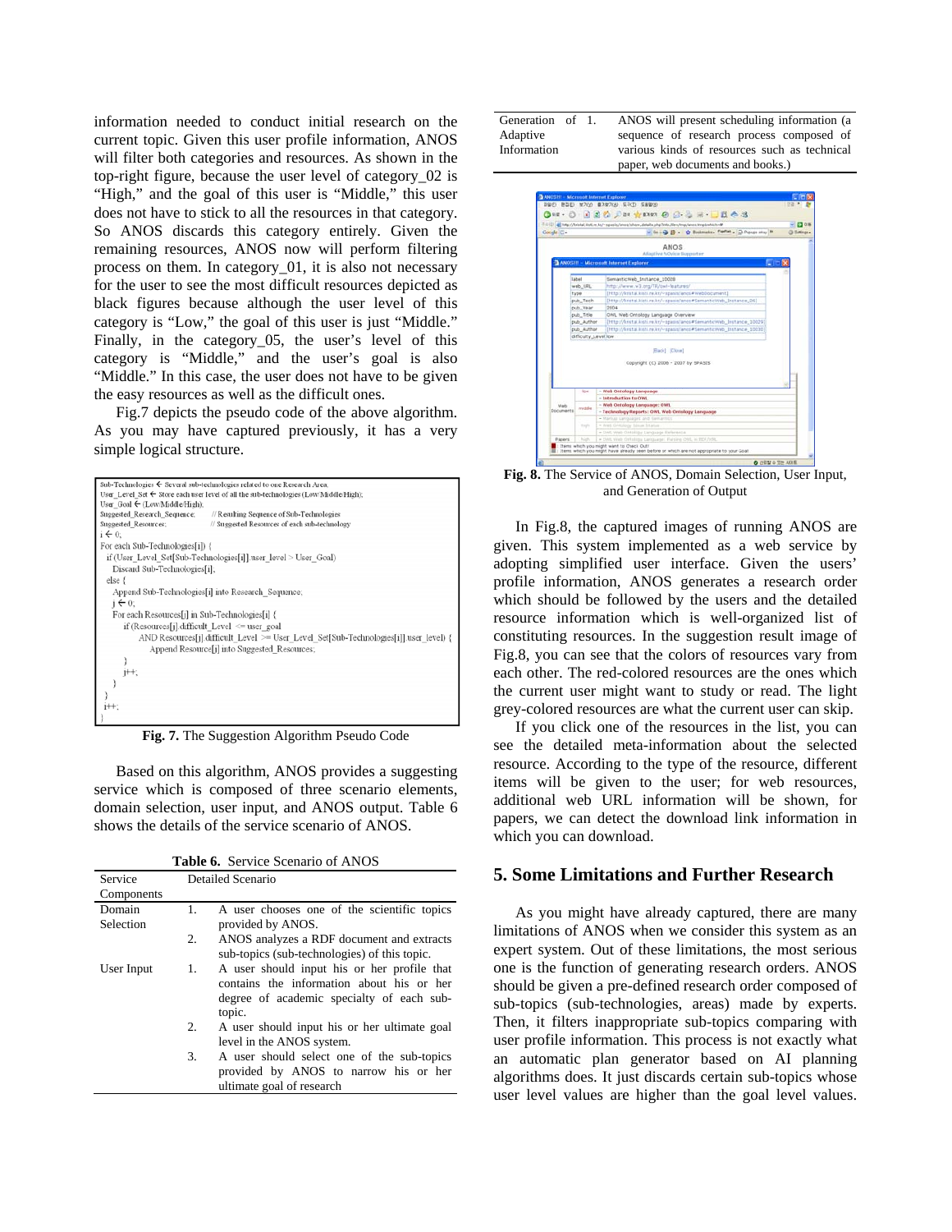information needed to conduct initial research on the current topic. Given this user profile information, ANOS will filter both categories and resources. As shown in the top-right figure, because the user level of category_02 is "High," and the goal of this user is "Middle," this user does not have to stick to all the resources in that category. So ANOS discards this category entirely. Given the remaining resources, ANOS now will perform filtering process on them. In category_01, it is also not necessary for the user to see the most difficult resources depicted as black figures because although the user level of this category is "Low," the goal of this user is just "Middle." Finally, in the category_05, the user's level of this category is "Middle," and the user's goal is also "Middle." In this case, the user does not have to be given the easy resources as well as the difficult ones.

Fig.7 depicts the pseudo code of the above algorithm. As you may have captured previously, it has a very simple logical structure.

```
Sub-Technologies ← Several sub-technologies related to one Research Area;
User_Level_Set ← Store each user level of all the sub-technologies (Low/Middle/High);
User_Goal ← (Low/Middle/High);
Suggested_Research_Sequence;      // Resulting Sequence of Sub-Technologies
Suggested_Resources;              // Suggested Resources of each sub-technology
i ← 0;
For each Sub-Technologies[i]) {
  if (User_Level_Set[Sub-Technologies[i]].user_level > User_Goal)
    Discard Sub-Technologies[i];
  else {
    Append Sub-Technologies[i] into Research_Sequence;
    j ← 0;
    For each Resources[j] in Sub-Technologies[i] {
      if (Resources[j].difficult_Level  <= user_goal
         AND Resources[j].difficult_Level >= User_Level_Set[Sub-Technologies[i]].user_level) {
           Append Resource[j] into Suggested_Resources;
      }
      j++;
    }
  }
  i++;
}
```

**Fig. 7.** The Suggestion Algorithm Pseudo Code

Based on this algorithm, ANOS provides a suggesting service which is composed of three scenario elements, domain selection, user input, and ANOS output. Table 6 shows the details of the service scenario of ANOS.

**Table 6.** Service Scenario of ANOS

| Service Components | Detailed Scenario |
|---|---|
| Domain Selection | 1. A user chooses one of the scientific topics provided by ANOS. |
| | 2. ANOS analyzes a RDF document and extracts sub-topics (sub-technologies) of this topic. |
| User Input | 1. A user should input his or her profile that contains the information about his or her degree of academic specialty of each sub-topic. |
| | 2. A user should input his or her ultimate goal level in the ANOS system. |
| | 3. A user should select one of the sub-topics provided by ANOS to narrow his or her ultimate goal of research |
| Generation of Adaptive Information | 1. ANOS will present scheduling information (a sequence of research process composed of various kinds of resources such as technical paper, web documents and books.) |

**Fig. 8.** The Service of ANOS, Domain Selection, User Input, and Generation of Output

In Fig.8, the captured images of running ANOS are given. This system implemented as a web service by adopting simplified user interface. Given the users' profile information, ANOS generates a research order which should be followed by the users and the detailed resource information which is well-organized list of constituting resources. In the suggestion result image of Fig.8, you can see that the colors of resources vary from each other. The red-colored resources are the ones which the current user might want to study or read. The light grey-colored resources are what the current user can skip.

If you click one of the resources in the list, you can see the detailed meta-information about the selected resource. According to the type of the resource, different items will be given to the user; for web resources, additional web URL information will be shown, for papers, we can detect the download link information in which you can download.

## 5. Some Limitations and Further Research

As you might have already captured, there are many limitations of ANOS when we consider this system as an expert system. Out of these limitations, the most serious one is the function of generating research orders. ANOS should be given a pre-defined research order composed of sub-topics (sub-technologies, areas) made by experts. Then, it filters inappropriate sub-topics comparing with user profile information. This process is not exactly what an automatic plan generator based on AI planning algorithms does. It just discards certain sub-topics whose user level values are higher than the goal level values.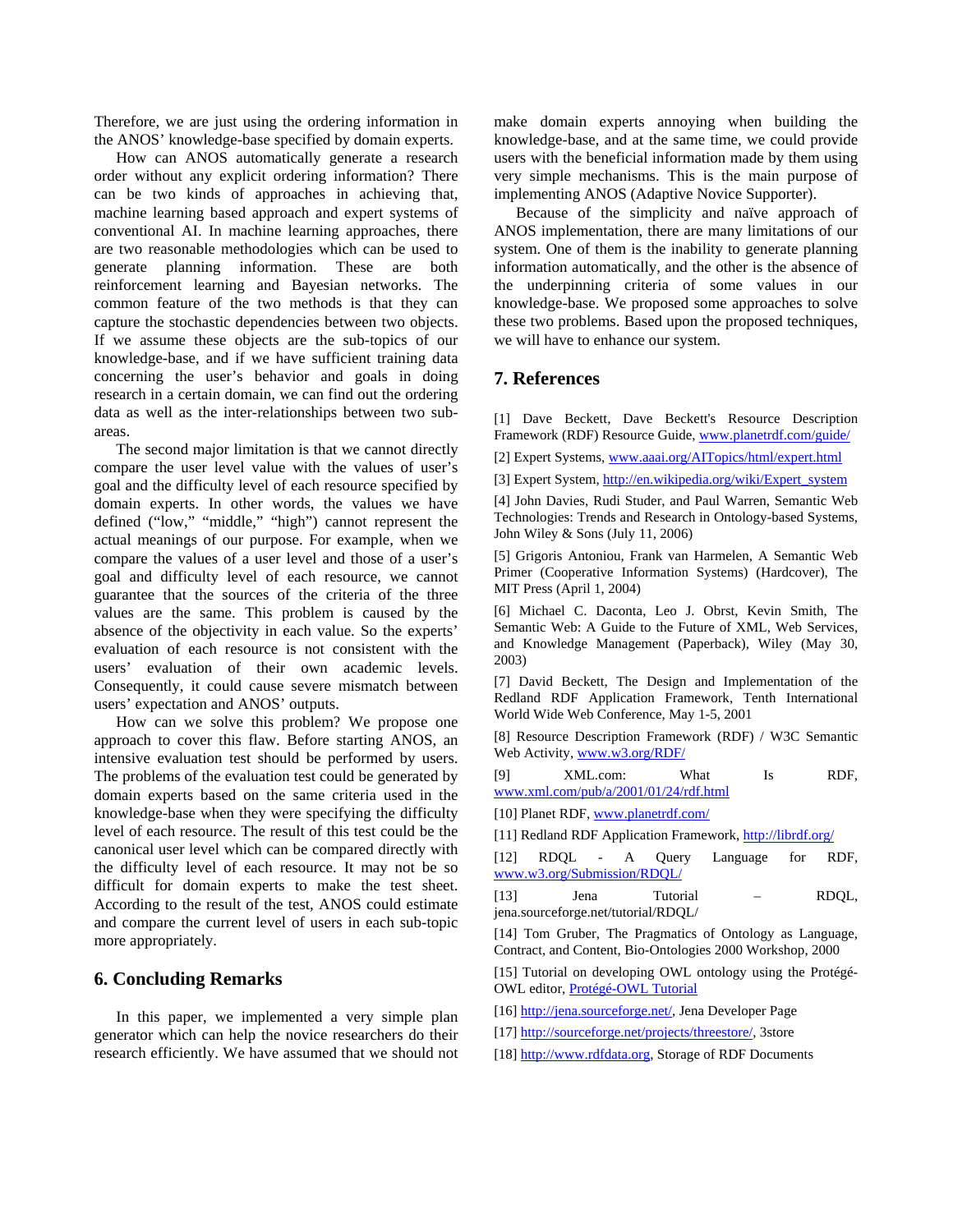Therefore, we are just using the ordering information in the ANOS' knowledge-base specified by domain experts.

How can ANOS automatically generate a research order without any explicit ordering information? There can be two kinds of approaches in achieving that, machine learning based approach and expert systems of conventional AI. In machine learning approaches, there are two reasonable methodologies which can be used to generate planning information. These are both reinforcement learning and Bayesian networks. The common feature of the two methods is that they can capture the stochastic dependencies between two objects. If we assume these objects are the sub-topics of our knowledge-base, and if we have sufficient training data concerning the user's behavior and goals in doing research in a certain domain, we can find out the ordering data as well as the inter-relationships between two sub-areas.

The second major limitation is that we cannot directly compare the user level value with the values of user's goal and the difficulty level of each resource specified by domain experts. In other words, the values we have defined ("low," "middle," "high") cannot represent the actual meanings of our purpose. For example, when we compare the values of a user level and those of a user's goal and difficulty level of each resource, we cannot guarantee that the sources of the criteria of the three values are the same. This problem is caused by the absence of the objectivity in each value. So the experts' evaluation of each resource is not consistent with the users' evaluation of their own academic levels. Consequently, it could cause severe mismatch between users' expectation and ANOS' outputs.

How can we solve this problem? We propose one approach to cover this flaw. Before starting ANOS, an intensive evaluation test should be performed by users. The problems of the evaluation test could be generated by domain experts based on the same criteria used in the knowledge-base when they were specifying the difficulty level of each resource. The result of this test could be the canonical user level which can be compared directly with the difficulty level of each resource. It may not be so difficult for domain experts to make the test sheet. According to the result of the test, ANOS could estimate and compare the current level of users in each sub-topic more appropriately.

## 6. Concluding Remarks

In this paper, we implemented a very simple plan generator which can help the novice researchers do their research efficiently. We have assumed that we should not make domain experts annoying when building the knowledge-base, and at the same time, we could provide users with the beneficial information made by them using very simple mechanisms. This is the main purpose of implementing ANOS (Adaptive Novice Supporter).

Because of the simplicity and naïve approach of ANOS implementation, there are many limitations of our system. One of them is the inability to generate planning information automatically, and the other is the absence of the underpinning criteria of some values in our knowledge-base. We proposed some approaches to solve these two problems. Based upon the proposed techniques, we will have to enhance our system.

## 7. References

[1] Dave Beckett, Dave Beckett's Resource Description Framework (RDF) Resource Guide, www.planetrdf.com/guide/

[2] Expert Systems, www.aaai.org/AITopics/html/expert.html

[3] Expert System, http://en.wikipedia.org/wiki/Expert_system

[4] John Davies, Rudi Studer, and Paul Warren, Semantic Web Technologies: Trends and Research in Ontology-based Systems, John Wiley & Sons (July 11, 2006)

[5] Grigoris Antoniou, Frank van Harmelen, A Semantic Web Primer (Cooperative Information Systems) (Hardcover), The MIT Press (April 1, 2004)

[6] Michael C. Daconta, Leo J. Obrst, Kevin Smith, The Semantic Web: A Guide to the Future of XML, Web Services, and Knowledge Management (Paperback), Wiley (May 30, 2003)

[7] David Beckett, The Design and Implementation of the Redland RDF Application Framework, Tenth International World Wide Web Conference, May 1-5, 2001

[8] Resource Description Framework (RDF) / W3C Semantic Web Activity, www.w3.org/RDF/

[9] XML.com: What Is RDF, www.xml.com/pub/a/2001/01/24/rdf.html

[10] Planet RDF, www.planetrdf.com/

[11] Redland RDF Application Framework, http://librdf.org/

[12] RDQL - A Query Language for RDF, www.w3.org/Submission/RDQL/

[13] Jena Tutorial – RDQL, jena.sourceforge.net/tutorial/RDQL/

[14] Tom Gruber, The Pragmatics of Ontology as Language, Contract, and Content, Bio-Ontologies 2000 Workshop, 2000

[15] Tutorial on developing OWL ontology using the Protégé-OWL editor, Protégé-OWL Tutorial

[16] http://jena.sourceforge.net/, Jena Developer Page

[17] http://sourceforge.net/projects/threestore/, 3store

[18] http://www.rdfdata.org, Storage of RDF Documents